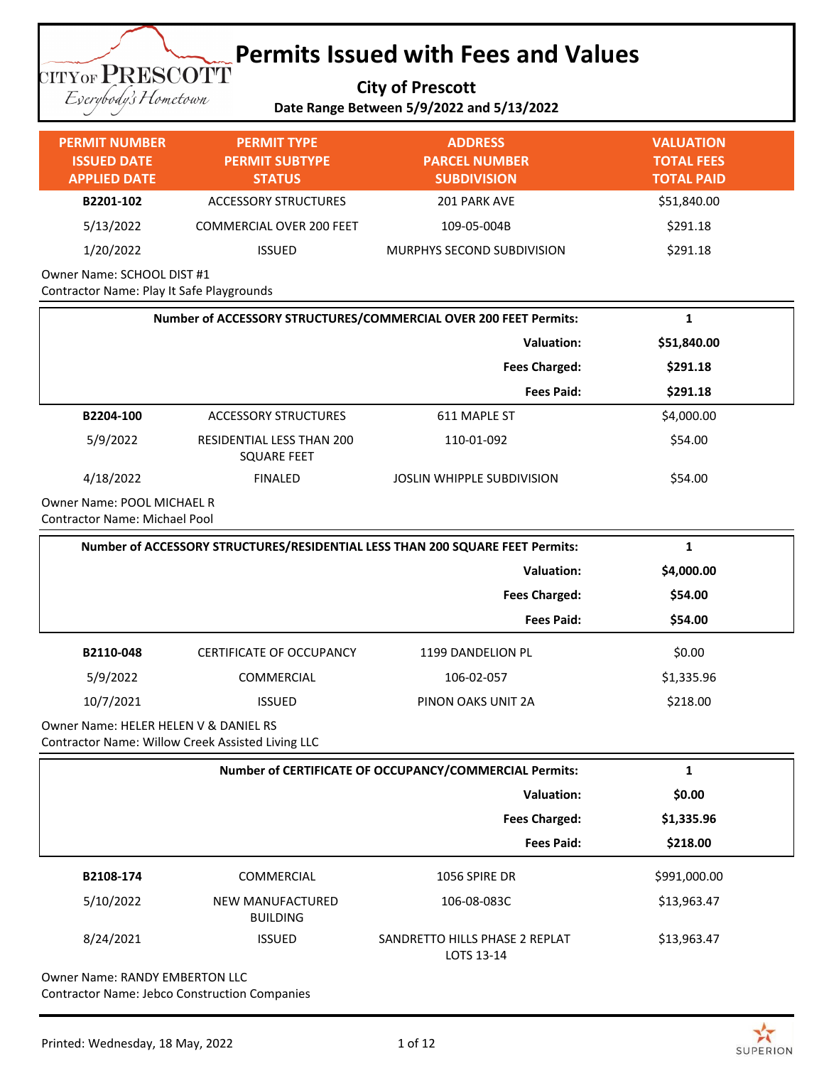# Permits Issued with Fees and Values

**City of Prescott**

**Date Range Between 5/9/2022 and 5/13/2022**

| PERMIT NUMBER / ISSUED DATE / APPLIED DATE | PERMIT TYPE / PERMIT SUBTYPE / STATUS | ADDRESS / PARCEL NUMBER / SUBDIVISION | VALUATION / TOTAL FEES / TOTAL PAID |
|---|---|---|---|
| **B2201-102** | ACCESSORY STRUCTURES | 201 PARK AVE | $51,840.00 |
| 5/13/2022 | COMMERCIAL OVER 200 FEET | 109-05-004B | $291.18 |
| 1/20/2022 | ISSUED | MURPHYS SECOND SUBDIVISION | $291.18 |

Owner Name: SCHOOL DIST #1
Contractor Name: Play It Safe Playgrounds

| | |
|---|---|
| **Number of ACCESSORY STRUCTURES/COMMERCIAL OVER 200 FEET Permits:** | **1** |
| **Valuation:** | **$51,840.00** |
| **Fees Charged:** | **$291.18** |
| **Fees Paid:** | **$291.18** |

| | | | |
|---|---|---|---|
| **B2204-100** | ACCESSORY STRUCTURES | 611 MAPLE ST | $4,000.00 |
| 5/9/2022 | RESIDENTIAL LESS THAN 200 SQUARE FEET | 110-01-092 | $54.00 |
| 4/18/2022 | FINALED | JOSLIN WHIPPLE SUBDIVISION | $54.00 |

Owner Name: POOL MICHAEL R
Contractor Name: Michael Pool

| | |
|---|---|
| **Number of ACCESSORY STRUCTURES/RESIDENTIAL LESS THAN 200 SQUARE FEET Permits:** | **1** |
| **Valuation:** | **$4,000.00** |
| **Fees Charged:** | **$54.00** |
| **Fees Paid:** | **$54.00** |

| | | | |
|---|---|---|---|
| **B2110-048** | CERTIFICATE OF OCCUPANCY | 1199 DANDELION PL | $0.00 |
| 5/9/2022 | COMMERCIAL | 106-02-057 | $1,335.96 |
| 10/7/2021 | ISSUED | PINON OAKS UNIT 2A | $218.00 |

Owner Name: HELER HELEN V & DANIEL RS
Contractor Name: Willow Creek Assisted Living LLC

| | |
|---|---|
| **Number of CERTIFICATE OF OCCUPANCY/COMMERCIAL Permits:** | **1** |
| **Valuation:** | **$0.00** |
| **Fees Charged:** | **$1,335.96** |
| **Fees Paid:** | **$218.00** |

| | | | |
|---|---|---|---|
| **B2108-174** | COMMERCIAL | 1056 SPIRE DR | $991,000.00 |
| 5/10/2022 | NEW MANUFACTURED BUILDING | 106-08-083C | $13,963.47 |
| 8/24/2021 | ISSUED | SANDRETTO HILLS PHASE 2 REPLAT LOTS 13-14 | $13,963.47 |

Owner Name: RANDY EMBERTON LLC
Contractor Name: Jebco Construction Companies

Printed: Wednesday, 18 May, 2022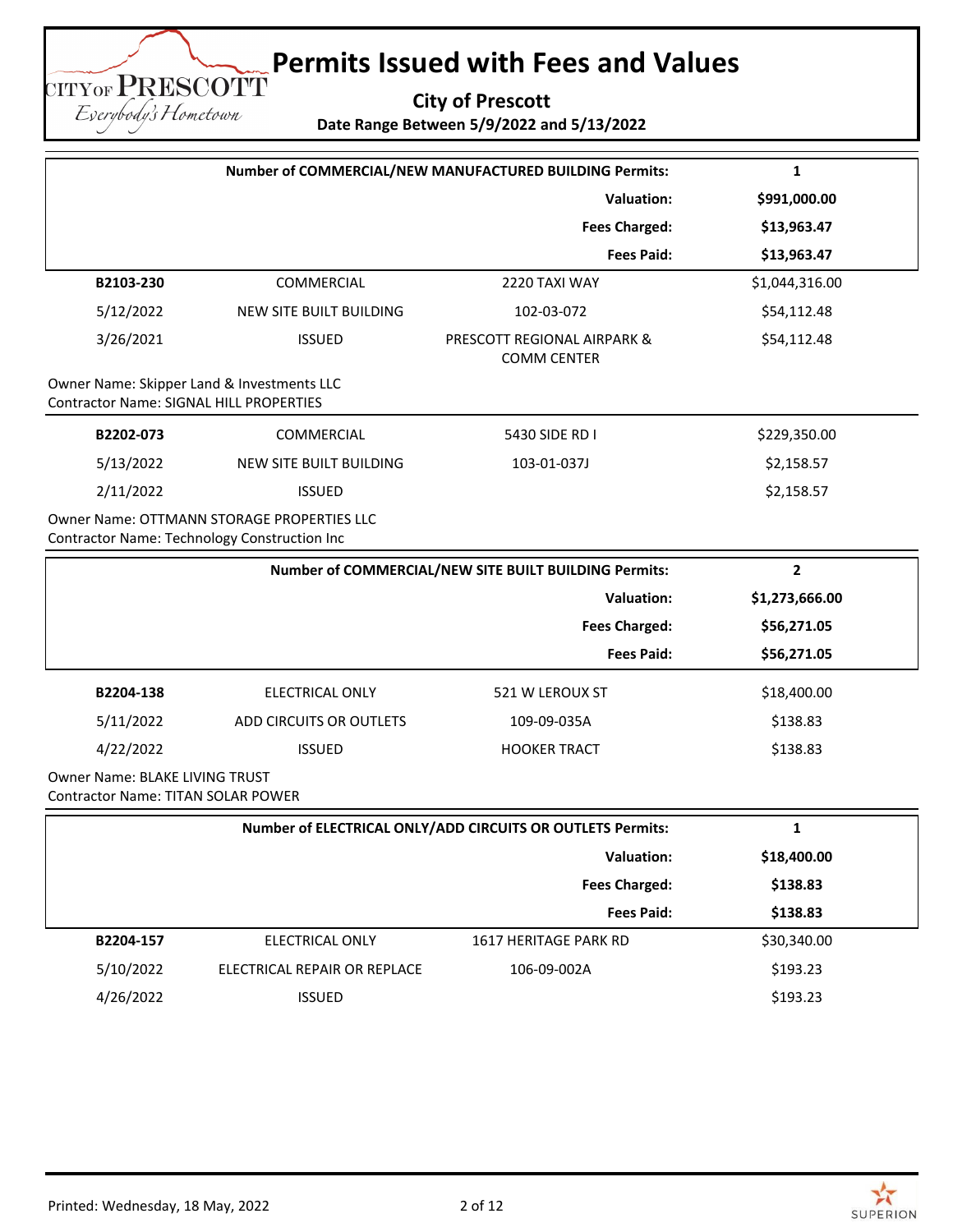# Permits Issued with Fees and Values

**City of Prescott**

**Date Range Between 5/9/2022 and 5/13/2022**

| **Number of COMMERCIAL/NEW MANUFACTURED BUILDING Permits:** | **1** |
|---|---|
| **Valuation:** | **$991,000.00** |
| **Fees Charged:** | **$13,963.47** |
| **Fees Paid:** | **$13,963.47** |

| | | | |
|---|---|---|---|
| **B2103-230** | COMMERCIAL | 2220 TAXI WAY | $1,044,316.00 |
| 5/12/2022 | NEW SITE BUILT BUILDING | 102-03-072 | $54,112.48 |
| 3/26/2021 | ISSUED | PRESCOTT REGIONAL AIRPARK & COMM CENTER | $54,112.48 |

Owner Name: Skipper Land & Investments LLC
Contractor Name: SIGNAL HILL PROPERTIES

| | | | |
|---|---|---|---|
| **B2202-073** | COMMERCIAL | 5430 SIDE RD I | $229,350.00 |
| 5/13/2022 | NEW SITE BUILT BUILDING | 103-01-037J | $2,158.57 |
| 2/11/2022 | ISSUED | | $2,158.57 |

Owner Name: OTTMANN STORAGE PROPERTIES LLC
Contractor Name: Technology Construction Inc

| **Number of COMMERCIAL/NEW SITE BUILT BUILDING Permits:** | **2** |
|---|---|
| **Valuation:** | **$1,273,666.00** |
| **Fees Charged:** | **$56,271.05** |
| **Fees Paid:** | **$56,271.05** |

| | | | |
|---|---|---|---|
| **B2204-138** | ELECTRICAL ONLY | 521 W LEROUX ST | $18,400.00 |
| 5/11/2022 | ADD CIRCUITS OR OUTLETS | 109-09-035A | $138.83 |
| 4/22/2022 | ISSUED | HOOKER TRACT | $138.83 |

Owner Name: BLAKE LIVING TRUST
Contractor Name: TITAN SOLAR POWER

| **Number of ELECTRICAL ONLY/ADD CIRCUITS OR OUTLETS Permits:** | **1** |
|---|---|
| **Valuation:** | **$18,400.00** |
| **Fees Charged:** | **$138.83** |
| **Fees Paid:** | **$138.83** |

| | | | |
|---|---|---|---|
| **B2204-157** | ELECTRICAL ONLY | 1617 HERITAGE PARK RD | $30,340.00 |
| 5/10/2022 | ELECTRICAL REPAIR OR REPLACE | 106-09-002A | $193.23 |
| 4/26/2022 | ISSUED | | $193.23 |

Printed: Wednesday, 18 May, 2022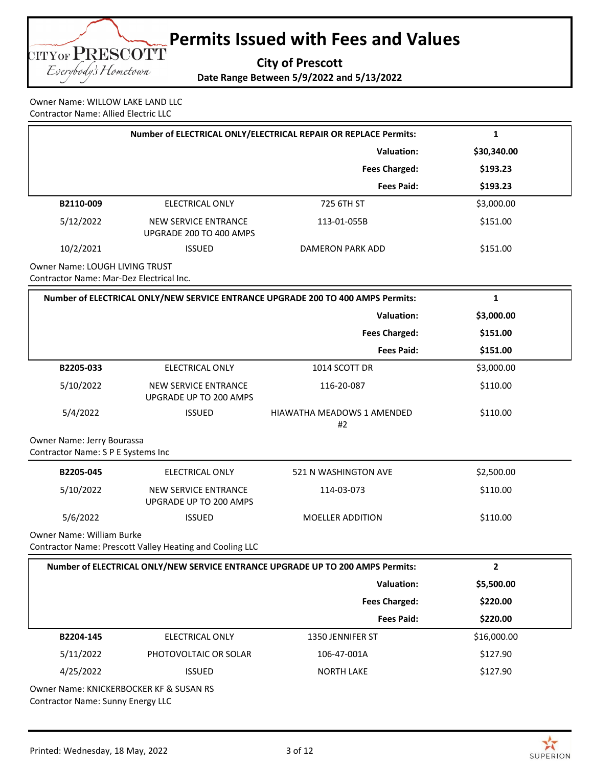# Permits Issued with Fees and Values

**City of Prescott**

**Date Range Between 5/9/2022 and 5/13/2022**

Owner Name: WILLOW LAKE LAND LLC
Contractor Name: Allied Electric LLC

| **Number of ELECTRICAL ONLY/ELECTRICAL REPAIR OR REPLACE Permits:** | **1** |
|---:|---|
| **Valuation:** | **$30,340.00** |
| **Fees Charged:** | **$193.23** |
| **Fees Paid:** | **$193.23** |

| | | | |
|---|---|---|---|
| **B2110-009** | ELECTRICAL ONLY | 725 6TH ST | $3,000.00 |
| 5/12/2022 | NEW SERVICE ENTRANCE UPGRADE 200 TO 400 AMPS | 113-01-055B | $151.00 |
| 10/2/2021 | ISSUED | DAMERON PARK ADD | $151.00 |

Owner Name: LOUGH LIVING TRUST
Contractor Name: Mar-Dez Electrical Inc.

| **Number of ELECTRICAL ONLY/NEW SERVICE ENTRANCE UPGRADE 200 TO 400 AMPS Permits:** | **1** |
|---:|---|
| **Valuation:** | **$3,000.00** |
| **Fees Charged:** | **$151.00** |
| **Fees Paid:** | **$151.00** |

| | | | |
|---|---|---|---|
| **B2205-033** | ELECTRICAL ONLY | 1014 SCOTT DR | $3,000.00 |
| 5/10/2022 | NEW SERVICE ENTRANCE UPGRADE UP TO 200 AMPS | 116-20-087 | $110.00 |
| 5/4/2022 | ISSUED | HIAWATHA MEADOWS 1 AMENDED #2 | $110.00 |

Owner Name: Jerry Bourassa
Contractor Name: S P E Systems Inc

| | | | |
|---|---|---|---|
| **B2205-045** | ELECTRICAL ONLY | 521 N WASHINGTON AVE | $2,500.00 |
| 5/10/2022 | NEW SERVICE ENTRANCE UPGRADE UP TO 200 AMPS | 114-03-073 | $110.00 |
| 5/6/2022 | ISSUED | MOELLER ADDITION | $110.00 |

Owner Name: William Burke
Contractor Name: Prescott Valley Heating and Cooling LLC

| **Number of ELECTRICAL ONLY/NEW SERVICE ENTRANCE UPGRADE UP TO 200 AMPS Permits:** | **2** |
|---:|---|
| **Valuation:** | **$5,500.00** |
| **Fees Charged:** | **$220.00** |
| **Fees Paid:** | **$220.00** |

| | | | |
|---|---|---|---|
| **B2204-145** | ELECTRICAL ONLY | 1350 JENNIFER ST | $16,000.00 |
| 5/11/2022 | PHOTOVOLTAIC OR SOLAR | 106-47-001A | $127.90 |
| 4/25/2022 | ISSUED | NORTH LAKE | $127.90 |

Owner Name: KNICKERBOCKER KF & SUSAN RS
Contractor Name: Sunny Energy LLC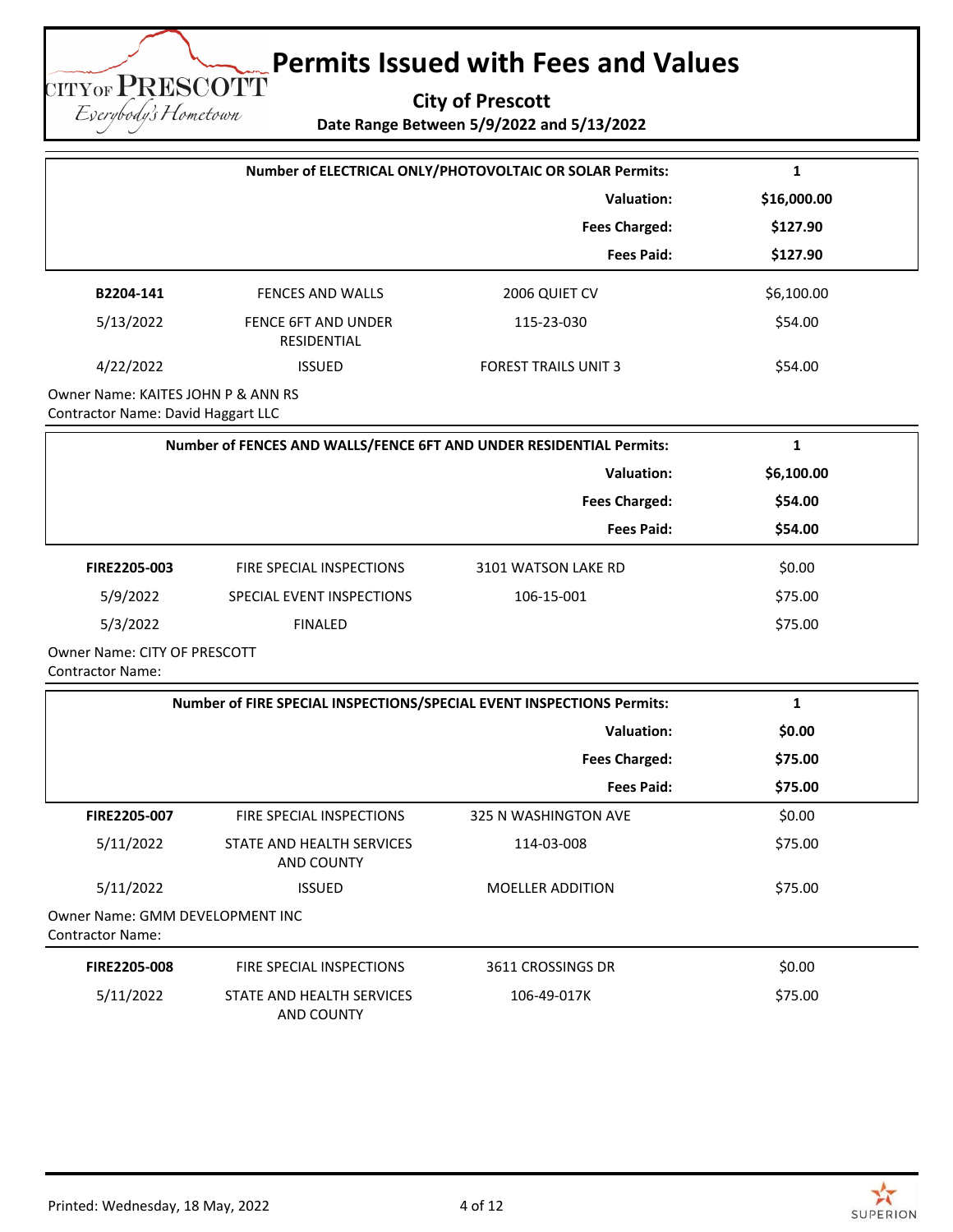# Permits Issued with Fees and Values

**City of Prescott**

**Date Range Between 5/9/2022 and 5/13/2022**

| | |
|---|---|
| **Number of ELECTRICAL ONLY/PHOTOVOLTAIC OR SOLAR Permits:** | **1** |
| **Valuation:** | **$16,000.00** |
| **Fees Charged:** | **$127.90** |
| **Fees Paid:** | **$127.90** |

| | | | |
|---|---|---|---|
| **B2204-141** | FENCES AND WALLS | 2006 QUIET CV | $6,100.00 |
| 5/13/2022 | FENCE 6FT AND UNDER RESIDENTIAL | 115-23-030 | $54.00 |
| 4/22/2022 | ISSUED | FOREST TRAILS UNIT 3 | $54.00 |

Owner Name: KAITES JOHN P & ANN RS
Contractor Name: David Haggart LLC

| | |
|---|---|
| **Number of FENCES AND WALLS/FENCE 6FT AND UNDER RESIDENTIAL Permits:** | **1** |
| **Valuation:** | **$6,100.00** |
| **Fees Charged:** | **$54.00** |
| **Fees Paid:** | **$54.00** |

| | | | |
|---|---|---|---|
| **FIRE2205-003** | FIRE SPECIAL INSPECTIONS | 3101 WATSON LAKE RD | $0.00 |
| 5/9/2022 | SPECIAL EVENT INSPECTIONS | 106-15-001 | $75.00 |
| 5/3/2022 | FINALED | | $75.00 |

Owner Name: CITY OF PRESCOTT
Contractor Name:

| | |
|---|---|
| **Number of FIRE SPECIAL INSPECTIONS/SPECIAL EVENT INSPECTIONS Permits:** | **1** |
| **Valuation:** | **$0.00** |
| **Fees Charged:** | **$75.00** |
| **Fees Paid:** | **$75.00** |

| | | | |
|---|---|---|---|
| **FIRE2205-007** | FIRE SPECIAL INSPECTIONS | 325 N WASHINGTON AVE | $0.00 |
| 5/11/2022 | STATE AND HEALTH SERVICES AND COUNTY | 114-03-008 | $75.00 |
| 5/11/2022 | ISSUED | MOELLER ADDITION | $75.00 |

Owner Name: GMM DEVELOPMENT INC
Contractor Name:

| | | | |
|---|---|---|---|
| **FIRE2205-008** | FIRE SPECIAL INSPECTIONS | 3611 CROSSINGS DR | $0.00 |
| 5/11/2022 | STATE AND HEALTH SERVICES AND COUNTY | 106-49-017K | $75.00 |

Printed: Wednesday, 18 May, 2022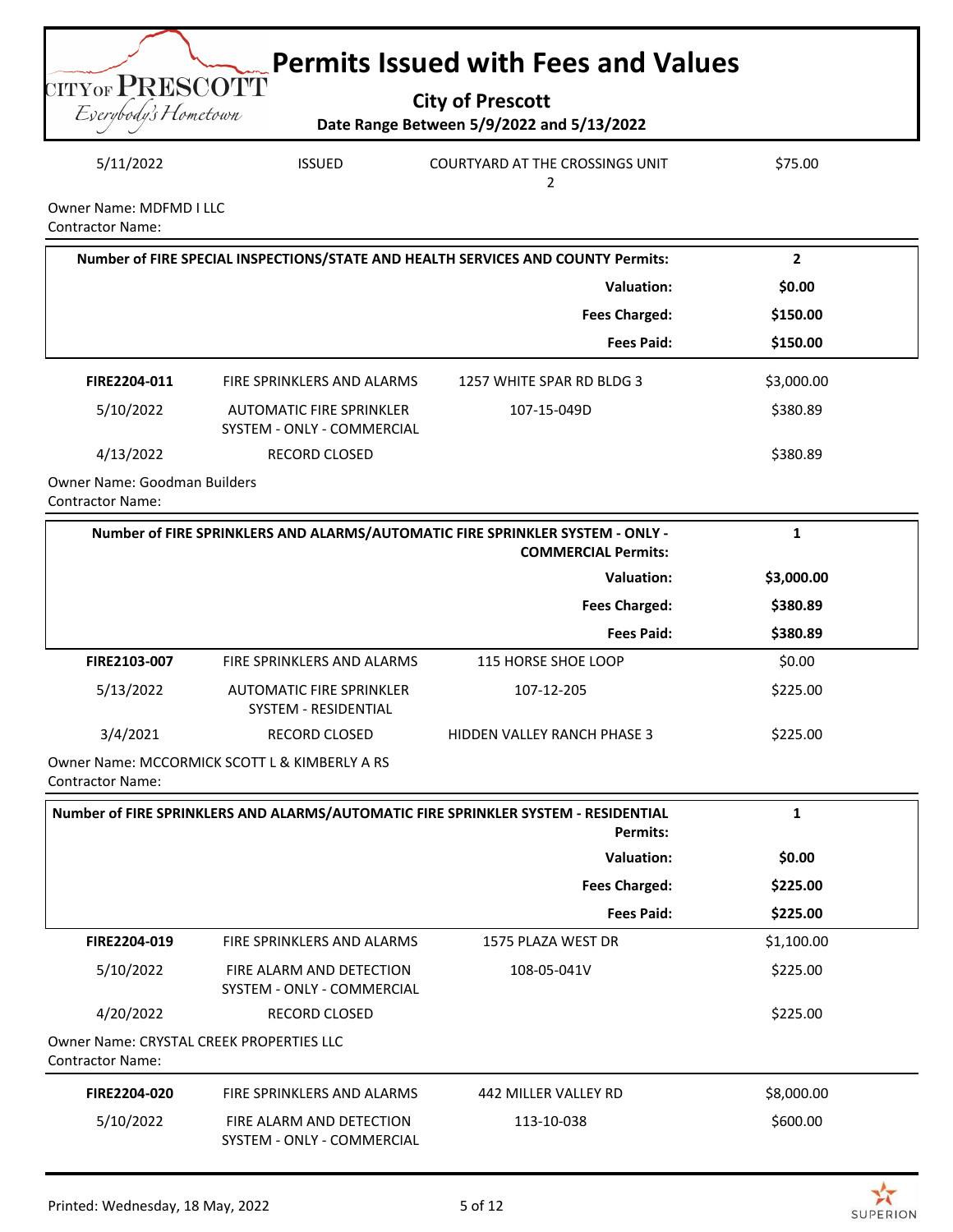# Permits Issued with Fees and Values

**City of Prescott**

**Date Range Between 5/9/2022 and 5/13/2022**

| | | | |
|---|---|---|---|
| 5/11/2022 | ISSUED | COURTYARD AT THE CROSSINGS UNIT 2 | $75.00 |

Owner Name: MDFMD I LLC
Contractor Name:

| | |
|---|---|
| **Number of FIRE SPECIAL INSPECTIONS/STATE AND HEALTH SERVICES AND COUNTY Permits:** | **2** |
| **Valuation:** | **$0.00** |
| **Fees Charged:** | **$150.00** |
| **Fees Paid:** | **$150.00** |

| | | | |
|---|---|---|---|
| **FIRE2204-011** | FIRE SPRINKLERS AND ALARMS | 1257 WHITE SPAR RD BLDG 3 | $3,000.00 |
| 5/10/2022 | AUTOMATIC FIRE SPRINKLER SYSTEM - ONLY - COMMERCIAL | 107-15-049D | $380.89 |
| 4/13/2022 | RECORD CLOSED | | $380.89 |

Owner Name: Goodman Builders
Contractor Name:

| | |
|---|---|
| **Number of FIRE SPRINKLERS AND ALARMS/AUTOMATIC FIRE SPRINKLER SYSTEM - ONLY - COMMERCIAL Permits:** | **1** |
| **Valuation:** | **$3,000.00** |
| **Fees Charged:** | **$380.89** |
| **Fees Paid:** | **$380.89** |

| | | | |
|---|---|---|---|
| **FIRE2103-007** | FIRE SPRINKLERS AND ALARMS | 115 HORSE SHOE LOOP | $0.00 |
| 5/13/2022 | AUTOMATIC FIRE SPRINKLER SYSTEM - RESIDENTIAL | 107-12-205 | $225.00 |
| 3/4/2021 | RECORD CLOSED | HIDDEN VALLEY RANCH PHASE 3 | $225.00 |

Owner Name: MCCORMICK SCOTT L & KIMBERLY A RS
Contractor Name:

| | |
|---|---|
| **Number of FIRE SPRINKLERS AND ALARMS/AUTOMATIC FIRE SPRINKLER SYSTEM - RESIDENTIAL Permits:** | **1** |
| **Valuation:** | **$0.00** |
| **Fees Charged:** | **$225.00** |
| **Fees Paid:** | **$225.00** |

| | | | |
|---|---|---|---|
| **FIRE2204-019** | FIRE SPRINKLERS AND ALARMS | 1575 PLAZA WEST DR | $1,100.00 |
| 5/10/2022 | FIRE ALARM AND DETECTION SYSTEM - ONLY - COMMERCIAL | 108-05-041V | $225.00 |
| 4/20/2022 | RECORD CLOSED | | $225.00 |

Owner Name: CRYSTAL CREEK PROPERTIES LLC
Contractor Name:

| | | | |
|---|---|---|---|
| **FIRE2204-020** | FIRE SPRINKLERS AND ALARMS | 442 MILLER VALLEY RD | $8,000.00 |
| 5/10/2022 | FIRE ALARM AND DETECTION SYSTEM - ONLY - COMMERCIAL | 113-10-038 | $600.00 |

Printed: Wednesday, 18 May, 2022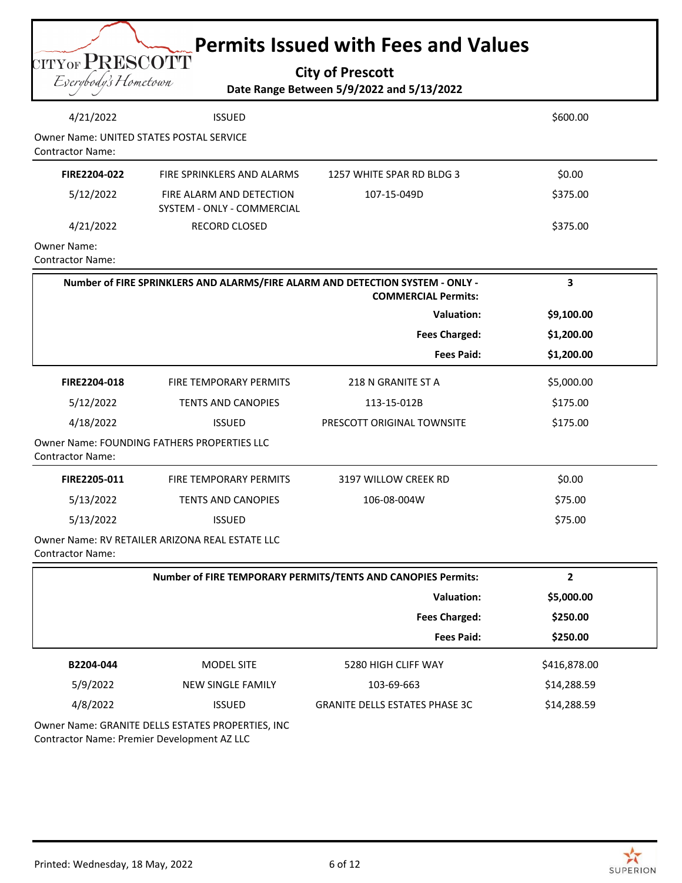# Permits Issued with Fees and Values

**City of Prescott**

**Date Range Between 5/9/2022 and 5/13/2022**

| | | | |
|---|---|---|---|
| 4/21/2022 | ISSUED | | $600.00 |

Owner Name: UNITED STATES POSTAL SERVICE
Contractor Name:

| | | | |
|---|---|---|---|
| **FIRE2204-022** | FIRE SPRINKLERS AND ALARMS | 1257 WHITE SPAR RD BLDG 3 | $0.00 |
| 5/12/2022 | FIRE ALARM AND DETECTION SYSTEM - ONLY - COMMERCIAL | 107-15-049D | $375.00 |
| 4/21/2022 | RECORD CLOSED | | $375.00 |

Owner Name:
Contractor Name:

| | |
|---|---|
| **Number of FIRE SPRINKLERS AND ALARMS/FIRE ALARM AND DETECTION SYSTEM - ONLY - COMMERCIAL Permits:** | **3** |
| **Valuation:** | **$9,100.00** |
| **Fees Charged:** | **$1,200.00** |
| **Fees Paid:** | **$1,200.00** |

| | | | |
|---|---|---|---|
| **FIRE2204-018** | FIRE TEMPORARY PERMITS | 218 N GRANITE ST A | $5,000.00 |
| 5/12/2022 | TENTS AND CANOPIES | 113-15-012B | $175.00 |
| 4/18/2022 | ISSUED | PRESCOTT ORIGINAL TOWNSITE | $175.00 |

Owner Name: FOUNDING FATHERS PROPERTIES LLC
Contractor Name:

| | | | |
|---|---|---|---|
| **FIRE2205-011** | FIRE TEMPORARY PERMITS | 3197 WILLOW CREEK RD | $0.00 |
| 5/13/2022 | TENTS AND CANOPIES | 106-08-004W | $75.00 |
| 5/13/2022 | ISSUED | | $75.00 |

Owner Name: RV RETAILER ARIZONA REAL ESTATE LLC
Contractor Name:

| | |
|---|---|
| **Number of FIRE TEMPORARY PERMITS/TENTS AND CANOPIES Permits:** | **2** |
| **Valuation:** | **$5,000.00** |
| **Fees Charged:** | **$250.00** |
| **Fees Paid:** | **$250.00** |

| | | | |
|---|---|---|---|
| **B2204-044** | MODEL SITE | 5280 HIGH CLIFF WAY | $416,878.00 |
| 5/9/2022 | NEW SINGLE FAMILY | 103-69-663 | $14,288.59 |
| 4/8/2022 | ISSUED | GRANITE DELLS ESTATES PHASE 3C | $14,288.59 |

Owner Name: GRANITE DELLS ESTATES PROPERTIES, INC
Contractor Name: Premier Development AZ LLC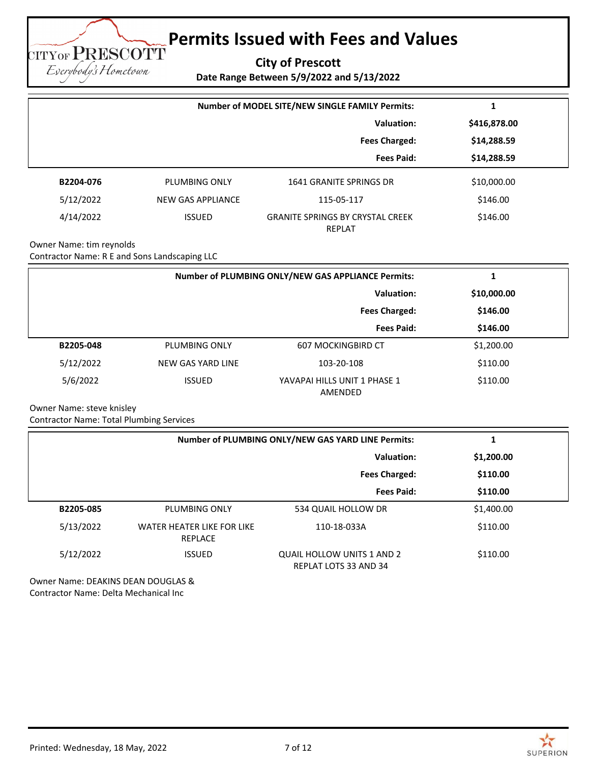# Permits Issued with Fees and Values

**City of Prescott**

**Date Range Between 5/9/2022 and 5/13/2022**

| | |
|---|---|
| **Number of MODEL SITE/NEW SINGLE FAMILY Permits:** | **1** |
| **Valuation:** | **$416,878.00** |
| **Fees Charged:** | **$14,288.59** |
| **Fees Paid:** | **$14,288.59** |

| | | | |
|---|---|---|---|
| **B2204-076** | PLUMBING ONLY | 1641 GRANITE SPRINGS DR | $10,000.00 |
| 5/12/2022 | NEW GAS APPLIANCE | 115-05-117 | $146.00 |
| 4/14/2022 | ISSUED | GRANITE SPRINGS BY CRYSTAL CREEK REPLAT | $146.00 |

Owner Name: tim reynolds
Contractor Name: R E and Sons Landscaping LLC

| | |
|---|---|
| **Number of PLUMBING ONLY/NEW GAS APPLIANCE Permits:** | **1** |
| **Valuation:** | **$10,000.00** |
| **Fees Charged:** | **$146.00** |
| **Fees Paid:** | **$146.00** |

| | | | |
|---|---|---|---|
| **B2205-048** | PLUMBING ONLY | 607 MOCKINGBIRD CT | $1,200.00 |
| 5/12/2022 | NEW GAS YARD LINE | 103-20-108 | $110.00 |
| 5/6/2022 | ISSUED | YAVAPAI HILLS UNIT 1 PHASE 1 AMENDED | $110.00 |

Owner Name: steve knisley
Contractor Name: Total Plumbing Services

| | |
|---|---|
| **Number of PLUMBING ONLY/NEW GAS YARD LINE Permits:** | **1** |
| **Valuation:** | **$1,200.00** |
| **Fees Charged:** | **$110.00** |
| **Fees Paid:** | **$110.00** |

| | | | |
|---|---|---|---|
| **B2205-085** | PLUMBING ONLY | 534 QUAIL HOLLOW DR | $1,400.00 |
| 5/13/2022 | WATER HEATER LIKE FOR LIKE REPLACE | 110-18-033A | $110.00 |
| 5/12/2022 | ISSUED | QUAIL HOLLOW UNITS 1 AND 2 REPLAT LOTS 33 AND 34 | $110.00 |

Owner Name: DEAKINS DEAN DOUGLAS &
Contractor Name: Delta Mechanical Inc

Printed: Wednesday, 18 May, 2022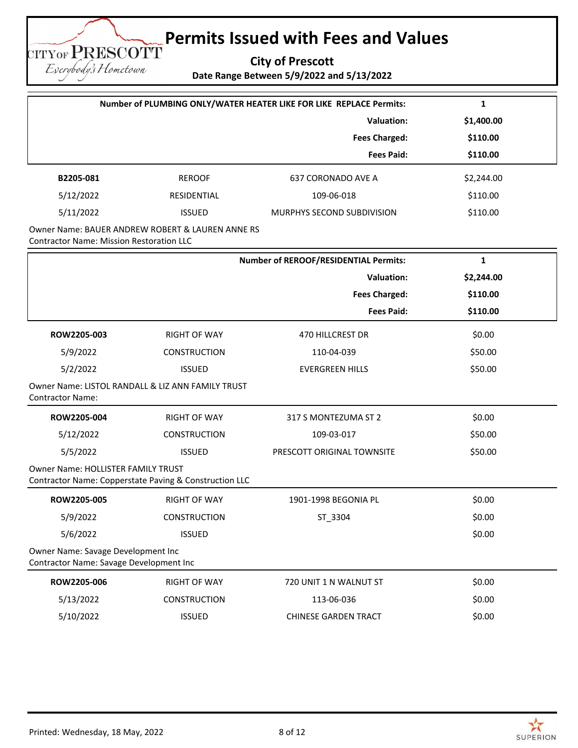# Permits Issued with Fees and Values

**City of Prescott**

**Date Range Between 5/9/2022 and 5/13/2022**

| | |
|---|---|
| **Number of PLUMBING ONLY/WATER HEATER LIKE FOR LIKE REPLACE Permits:** | **1** |
| **Valuation:** | **$1,400.00** |
| **Fees Charged:** | **$110.00** |
| **Fees Paid:** | **$110.00** |

| | | | |
|---|---|---|---|
| **B2205-081** | REROOF | 637 CORONADO AVE A | $2,244.00 |
| 5/12/2022 | RESIDENTIAL | 109-06-018 | $110.00 |
| 5/11/2022 | ISSUED | MURPHYS SECOND SUBDIVISION | $110.00 |

Owner Name: BAUER ANDREW ROBERT & LAUREN ANNE RS
Contractor Name: Mission Restoration LLC

| | |
|---|---|
| **Number of REROOF/RESIDENTIAL Permits:** | **1** |
| **Valuation:** | **$2,244.00** |
| **Fees Charged:** | **$110.00** |
| **Fees Paid:** | **$110.00** |

| | | | |
|---|---|---|---|
| **ROW2205-003** | RIGHT OF WAY | 470 HILLCREST DR | $0.00 |
| 5/9/2022 | CONSTRUCTION | 110-04-039 | $50.00 |
| 5/2/2022 | ISSUED | EVERGREEN HILLS | $50.00 |

Owner Name: LISTOL RANDALL & LIZ ANN FAMILY TRUST
Contractor Name:

| | | | |
|---|---|---|---|
| **ROW2205-004** | RIGHT OF WAY | 317 S MONTEZUMA ST 2 | $0.00 |
| 5/12/2022 | CONSTRUCTION | 109-03-017 | $50.00 |
| 5/5/2022 | ISSUED | PRESCOTT ORIGINAL TOWNSITE | $50.00 |

Owner Name: HOLLISTER FAMILY TRUST
Contractor Name: Copperstate Paving & Construction LLC

| | | | |
|---|---|---|---|
| **ROW2205-005** | RIGHT OF WAY | 1901-1998 BEGONIA PL | $0.00 |
| 5/9/2022 | CONSTRUCTION | ST_3304 | $0.00 |
| 5/6/2022 | ISSUED | | $0.00 |

Owner Name: Savage Development Inc
Contractor Name: Savage Development Inc

| | | | |
|---|---|---|---|
| **ROW2205-006** | RIGHT OF WAY | 720 UNIT 1 N WALNUT ST | $0.00 |
| 5/13/2022 | CONSTRUCTION | 113-06-036 | $0.00 |
| 5/10/2022 | ISSUED | CHINESE GARDEN TRACT | $0.00 |

Printed: Wednesday, 18 May, 2022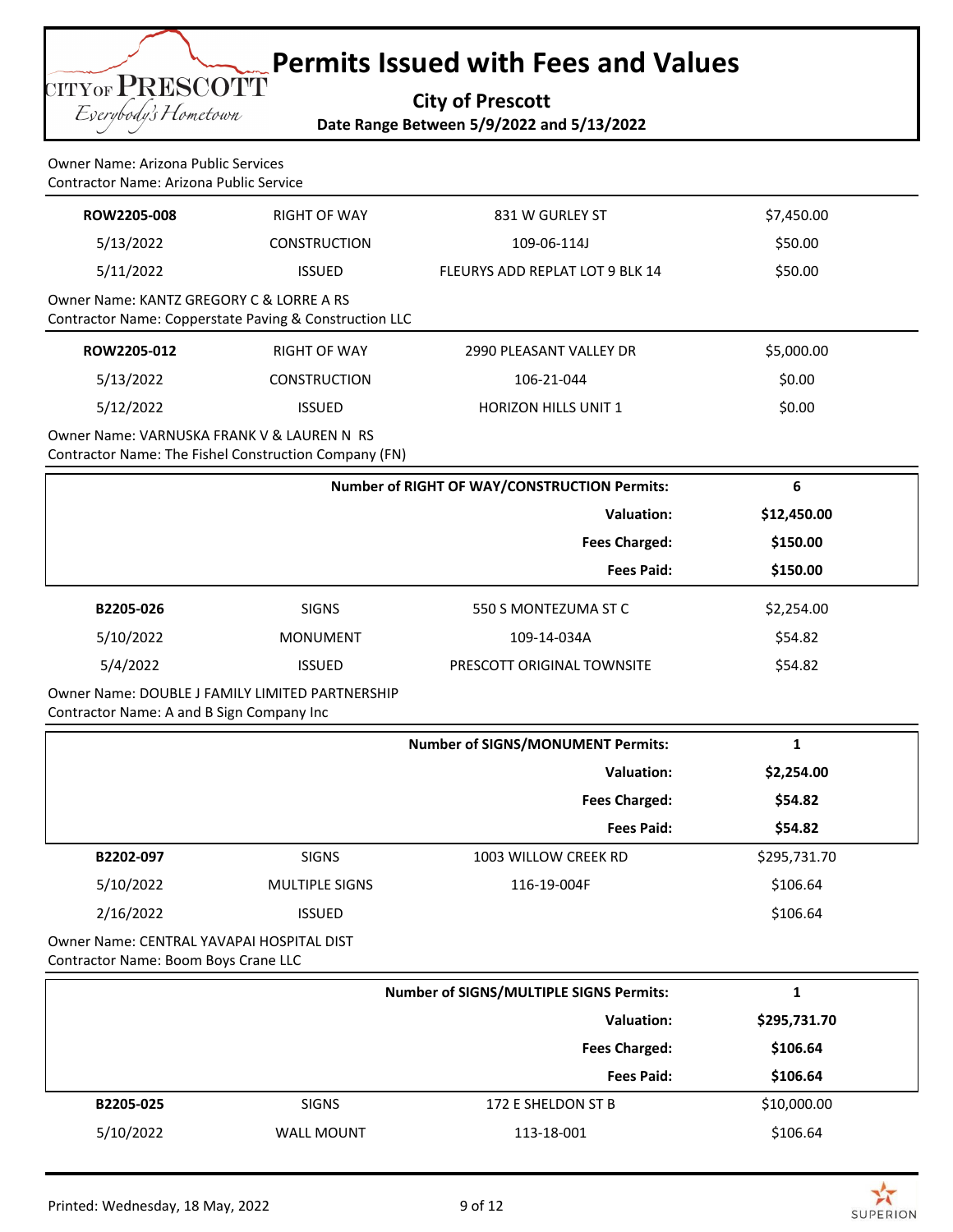# Permits Issued with Fees and Values

**City of Prescott**

**Date Range Between 5/9/2022 and 5/13/2022**

Owner Name: Arizona Public Services
Contractor Name: Arizona Public Service

| | | | |
|---|---|---|---|
| **ROW2205-008** | RIGHT OF WAY | 831 W GURLEY ST | $7,450.00 |
| 5/13/2022 | CONSTRUCTION | 109-06-114J | $50.00 |
| 5/11/2022 | ISSUED | FLEURYS ADD REPLAT LOT 9 BLK 14 | $50.00 |

Owner Name: KANTZ GREGORY C & LORRE A RS
Contractor Name: Copperstate Paving & Construction LLC

| | | | |
|---|---|---|---|
| **ROW2205-012** | RIGHT OF WAY | 2990 PLEASANT VALLEY DR | $5,000.00 |
| 5/13/2022 | CONSTRUCTION | 106-21-044 | $0.00 |
| 5/12/2022 | ISSUED | HORIZON HILLS UNIT 1 | $0.00 |

Owner Name: VARNUSKA FRANK V & LAUREN N RS
Contractor Name: The Fishel Construction Company (FN)

| | |
|---|---|
| **Number of RIGHT OF WAY/CONSTRUCTION Permits:** | **6** |
| **Valuation:** | **$12,450.00** |
| **Fees Charged:** | **$150.00** |
| **Fees Paid:** | **$150.00** |

| | | | |
|---|---|---|---|
| **B2205-026** | SIGNS | 550 S MONTEZUMA ST C | $2,254.00 |
| 5/10/2022 | MONUMENT | 109-14-034A | $54.82 |
| 5/4/2022 | ISSUED | PRESCOTT ORIGINAL TOWNSITE | $54.82 |

Owner Name: DOUBLE J FAMILY LIMITED PARTNERSHIP
Contractor Name: A and B Sign Company Inc

| | |
|---|---|
| **Number of SIGNS/MONUMENT Permits:** | **1** |
| **Valuation:** | **$2,254.00** |
| **Fees Charged:** | **$54.82** |
| **Fees Paid:** | **$54.82** |

| | | | |
|---|---|---|---|
| **B2202-097** | SIGNS | 1003 WILLOW CREEK RD | $295,731.70 |
| 5/10/2022 | MULTIPLE SIGNS | 116-19-004F | $106.64 |
| 2/16/2022 | ISSUED | | $106.64 |

Owner Name: CENTRAL YAVAPAI HOSPITAL DIST
Contractor Name: Boom Boys Crane LLC

| | |
|---|---|
| **Number of SIGNS/MULTIPLE SIGNS Permits:** | **1** |
| **Valuation:** | **$295,731.70** |
| **Fees Charged:** | **$106.64** |
| **Fees Paid:** | **$106.64** |

| | | | |
|---|---|---|---|
| **B2205-025** | SIGNS | 172 E SHELDON ST B | $10,000.00 |
| 5/10/2022 | WALL MOUNT | 113-18-001 | $106.64 |

Printed: Wednesday, 18 May, 2022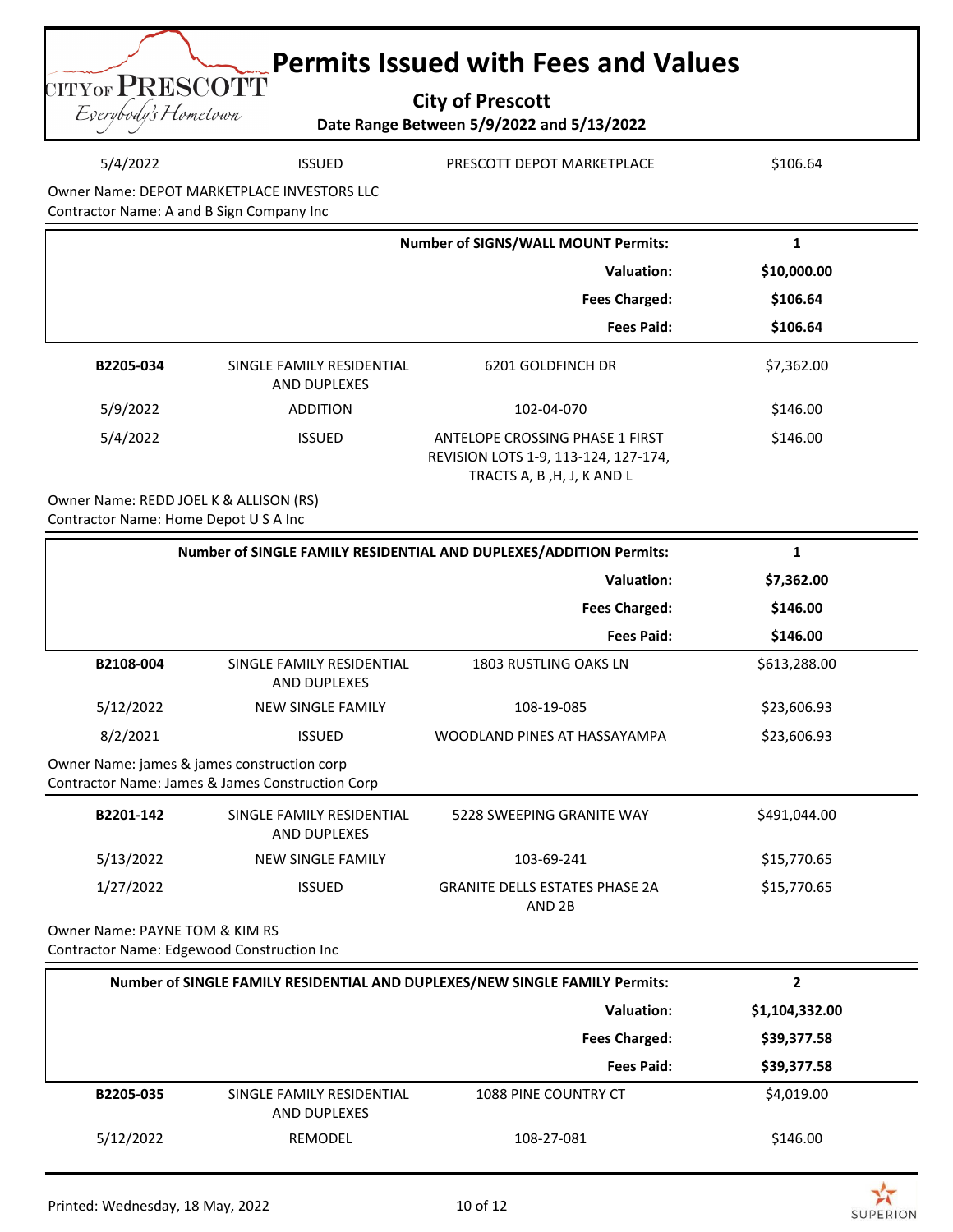# Permits Issued with Fees and Values

**City of Prescott**

**Date Range Between 5/9/2022 and 5/13/2022**

| | | | |
|---|---|---|---|
| 5/4/2022 | ISSUED | PRESCOTT DEPOT MARKETPLACE | $106.64 |

Owner Name: DEPOT MARKETPLACE INVESTORS LLC
Contractor Name: A and B Sign Company Inc

| | |
|---|---|
| **Number of SIGNS/WALL MOUNT Permits:** | **1** |
| **Valuation:** | **$10,000.00** |
| **Fees Charged:** | **$106.64** |
| **Fees Paid:** | **$106.64** |

| | | | |
|---|---|---|---|
| **B2205-034** | SINGLE FAMILY RESIDENTIAL AND DUPLEXES | 6201 GOLDFINCH DR | $7,362.00 |
| 5/9/2022 | ADDITION | 102-04-070 | $146.00 |
| 5/4/2022 | ISSUED | ANTELOPE CROSSING PHASE 1 FIRST REVISION LOTS 1-9, 113-124, 127-174, TRACTS A, B ,H, J, K AND L | $146.00 |

Owner Name: REDD JOEL K & ALLISON (RS)
Contractor Name: Home Depot U S A Inc

| | |
|---|---|
| **Number of SINGLE FAMILY RESIDENTIAL AND DUPLEXES/ADDITION Permits:** | **1** |
| **Valuation:** | **$7,362.00** |
| **Fees Charged:** | **$146.00** |
| **Fees Paid:** | **$146.00** |

| | | | |
|---|---|---|---|
| **B2108-004** | SINGLE FAMILY RESIDENTIAL AND DUPLEXES | 1803 RUSTLING OAKS LN | $613,288.00 |
| 5/12/2022 | NEW SINGLE FAMILY | 108-19-085 | $23,606.93 |
| 8/2/2021 | ISSUED | WOODLAND PINES AT HASSAYAMPA | $23,606.93 |

Owner Name: james & james construction corp
Contractor Name: James & James Construction Corp

| | | | |
|---|---|---|---|
| **B2201-142** | SINGLE FAMILY RESIDENTIAL AND DUPLEXES | 5228 SWEEPING GRANITE WAY | $491,044.00 |
| 5/13/2022 | NEW SINGLE FAMILY | 103-69-241 | $15,770.65 |
| 1/27/2022 | ISSUED | GRANITE DELLS ESTATES PHASE 2A AND 2B | $15,770.65 |

Owner Name: PAYNE TOM & KIM RS
Contractor Name: Edgewood Construction Inc

| | |
|---|---|
| **Number of SINGLE FAMILY RESIDENTIAL AND DUPLEXES/NEW SINGLE FAMILY Permits:** | **2** |
| **Valuation:** | **$1,104,332.00** |
| **Fees Charged:** | **$39,377.58** |
| **Fees Paid:** | **$39,377.58** |

| | | | |
|---|---|---|---|
| **B2205-035** | SINGLE FAMILY RESIDENTIAL AND DUPLEXES | 1088 PINE COUNTRY CT | $4,019.00 |
| 5/12/2022 | REMODEL | 108-27-081 | $146.00 |

Printed: Wednesday, 18 May, 2022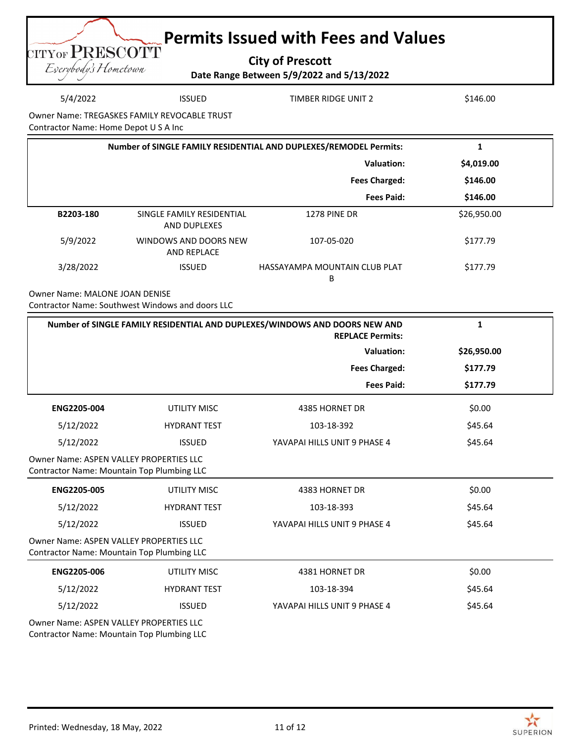# Permits Issued with Fees and Values

**City of Prescott**

**Date Range Between 5/9/2022 and 5/13/2022**

| | | | |
|---|---|---|---|
| 5/4/2022 | ISSUED | TIMBER RIDGE UNIT 2 | $146.00 |

Owner Name: TREGASKES FAMILY REVOCABLE TRUST
Contractor Name: Home Depot U S A Inc

| | |
|---|---|
| **Number of SINGLE FAMILY RESIDENTIAL AND DUPLEXES/REMODEL Permits:** | **1** |
| **Valuation:** | **$4,019.00** |
| **Fees Charged:** | **$146.00** |
| **Fees Paid:** | **$146.00** |

| | | | |
|---|---|---|---|
| **B2203-180** | SINGLE FAMILY RESIDENTIAL AND DUPLEXES | 1278 PINE DR | $26,950.00 |
| 5/9/2022 | WINDOWS AND DOORS NEW AND REPLACE | 107-05-020 | $177.79 |
| 3/28/2022 | ISSUED | HASSAYAMPA MOUNTAIN CLUB PLAT B | $177.79 |

Owner Name: MALONE JOAN DENISE
Contractor Name: Southwest Windows and doors LLC

| | |
|---|---|
| **Number of SINGLE FAMILY RESIDENTIAL AND DUPLEXES/WINDOWS AND DOORS NEW AND REPLACE Permits:** | **1** |
| **Valuation:** | **$26,950.00** |
| **Fees Charged:** | **$177.79** |
| **Fees Paid:** | **$177.79** |

| | | | |
|---|---|---|---|
| **ENG2205-004** | UTILITY MISC | 4385 HORNET DR | $0.00 |
| 5/12/2022 | HYDRANT TEST | 103-18-392 | $45.64 |
| 5/12/2022 | ISSUED | YAVAPAI HILLS UNIT 9 PHASE 4 | $45.64 |

Owner Name: ASPEN VALLEY PROPERTIES LLC
Contractor Name: Mountain Top Plumbing LLC

| | | | |
|---|---|---|---|
| **ENG2205-005** | UTILITY MISC | 4383 HORNET DR | $0.00 |
| 5/12/2022 | HYDRANT TEST | 103-18-393 | $45.64 |
| 5/12/2022 | ISSUED | YAVAPAI HILLS UNIT 9 PHASE 4 | $45.64 |

Owner Name: ASPEN VALLEY PROPERTIES LLC
Contractor Name: Mountain Top Plumbing LLC

| | | | |
|---|---|---|---|
| **ENG2205-006** | UTILITY MISC | 4381 HORNET DR | $0.00 |
| 5/12/2022 | HYDRANT TEST | 103-18-394 | $45.64 |
| 5/12/2022 | ISSUED | YAVAPAI HILLS UNIT 9 PHASE 4 | $45.64 |

Owner Name: ASPEN VALLEY PROPERTIES LLC
Contractor Name: Mountain Top Plumbing LLC

Printed: Wednesday, 18 May, 2022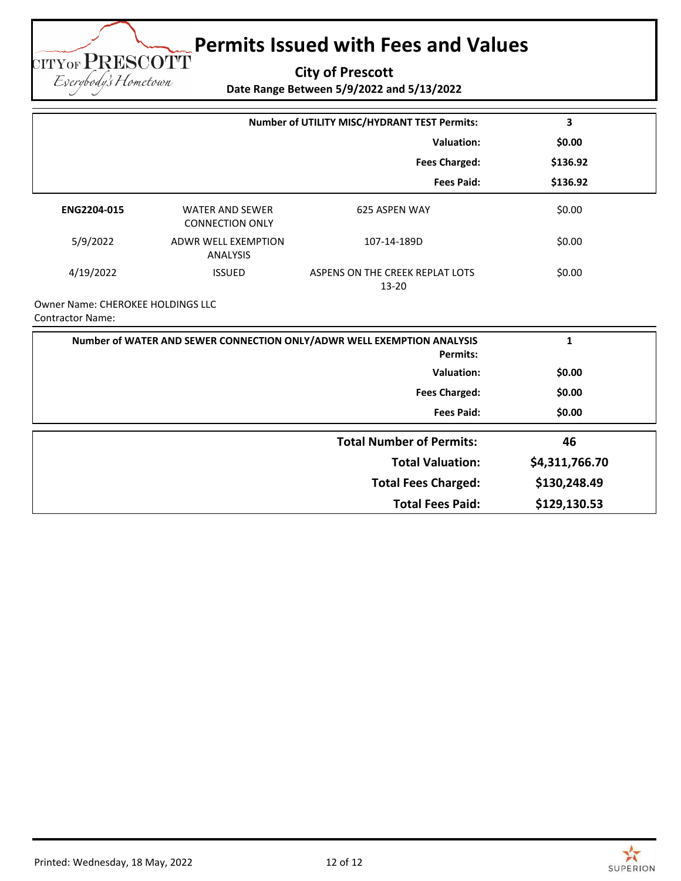# Permits Issued with Fees and Values

**City of Prescott**

**Date Range Between 5/9/2022 and 5/13/2022**

| | |
|---|---|
| **Number of UTILITY MISC/HYDRANT TEST Permits:** | **3** |
| **Valuation:** | **$0.00** |
| **Fees Charged:** | **$136.92** |
| **Fees Paid:** | **$136.92** |

| | | | |
|---|---|---|---|
| **ENG2204-015** | WATER AND SEWER CONNECTION ONLY | 625 ASPEN WAY | $0.00 |
| 5/9/2022 | ADWR WELL EXEMPTION ANALYSIS | 107-14-189D | $0.00 |
| 4/19/2022 | ISSUED | ASPENS ON THE CREEK REPLAT LOTS 13-20 | $0.00 |

Owner Name: CHEROKEE HOLDINGS LLC
Contractor Name:

| | |
|---|---|
| **Number of WATER AND SEWER CONNECTION ONLY/ADWR WELL EXEMPTION ANALYSIS Permits:** | **1** |
| **Valuation:** | **$0.00** |
| **Fees Charged:** | **$0.00** |
| **Fees Paid:** | **$0.00** |

| | |
|---|---|
| **Total Number of Permits:** | **46** |
| **Total Valuation:** | **$4,311,766.70** |
| **Total Fees Charged:** | **$130,248.49** |
| **Total Fees Paid:** | **$129,130.53** |

Printed: Wednesday, 18 May, 2022